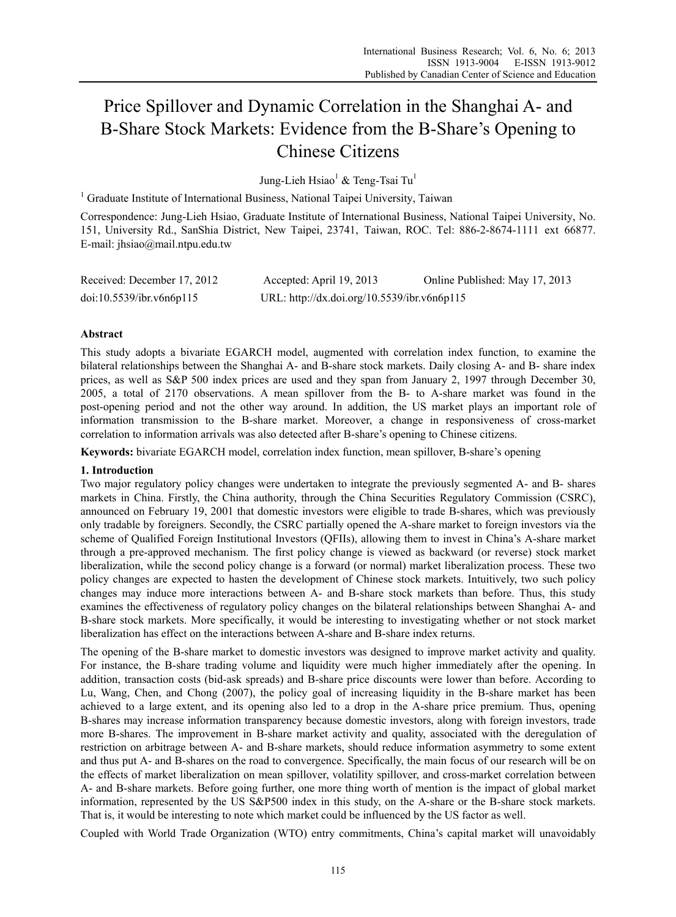# Price Spillover and Dynamic Correlation in the Shanghai A- and B-Share Stock Markets: Evidence from the B-Share's Opening to Chinese Citizens

Jung-Lieh Hsiao[1] & Teng-Tsai Tu[1]

[1] Graduate Institute of International Business, National Taipei University, Taiwan

Correspondence: Jung-Lieh Hsiao, Graduate Institute of International Business, National Taipei University, No. 151, University Rd., SanShia District, New Taipei, 23741, Taiwan, ROC. Tel: 886-2-8674-1111 ext 66877. E-mail: jhsiao@mail.ntpu.edu.tw

Received: December 17, 2012 Accepted: April 19, 2013 Online Published: May 17, 2013

doi:10.5539/ibr.v6n6p115 URL: http://dx.doi.org/10.5539/ibr.v6n6p115

## Abstract

This study adopts a bivariate EGARCH model, augmented with correlation index function, to examine the bilateral relationships between the Shanghai A- and B-share stock markets. Daily closing A- and B- share index prices, as well as S&P 500 index prices are used and they span from January 2, 1997 through December 30, 2005, a total of 2170 observations. A mean spillover from the B- to A-share market was found in the post-opening period and not the other way around. In addition, the US market plays an important role of information transmission to the B-share market. Moreover, a change in responsiveness of cross-market correlation to information arrivals was also detected after B-share's opening to Chinese citizens.

**Keywords:** bivariate EGARCH model, correlation index function, mean spillover, B-share's opening

## 1. Introduction

Two major regulatory policy changes were undertaken to integrate the previously segmented A- and B- shares markets in China. Firstly, the China authority, through the China Securities Regulatory Commission (CSRC), announced on February 19, 2001 that domestic investors were eligible to trade B-shares, which was previously only tradable by foreigners. Secondly, the CSRC partially opened the A-share market to foreign investors via the scheme of Qualified Foreign Institutional Investors (QFIIs), allowing them to invest in China's A-share market through a pre-approved mechanism. The first policy change is viewed as backward (or reverse) stock market liberalization, while the second policy change is a forward (or normal) market liberalization process. These two policy changes are expected to hasten the development of Chinese stock markets. Intuitively, two such policy changes may induce more interactions between A- and B-share stock markets than before. Thus, this study examines the effectiveness of regulatory policy changes on the bilateral relationships between Shanghai A- and B-share stock markets. More specifically, it would be interesting to investigating whether or not stock market liberalization has effect on the interactions between A-share and B-share index returns.

The opening of the B-share market to domestic investors was designed to improve market activity and quality. For instance, the B-share trading volume and liquidity were much higher immediately after the opening. In addition, transaction costs (bid-ask spreads) and B-share price discounts were lower than before. According to Lu, Wang, Chen, and Chong (2007), the policy goal of increasing liquidity in the B-share market has been achieved to a large extent, and its opening also led to a drop in the A-share price premium. Thus, opening B-shares may increase information transparency because domestic investors, along with foreign investors, trade more B-shares. The improvement in B-share market activity and quality, associated with the deregulation of restriction on arbitrage between A- and B-share markets, should reduce information asymmetry to some extent and thus put A- and B-shares on the road to convergence. Specifically, the main focus of our research will be on the effects of market liberalization on mean spillover, volatility spillover, and cross-market correlation between A- and B-share markets. Before going further, one more thing worth of mention is the impact of global market information, represented by the US S&P500 index in this study, on the A-share or the B-share stock markets. That is, it would be interesting to note which market could be influenced by the US factor as well.

Coupled with World Trade Organization (WTO) entry commitments, China's capital market will unavoidably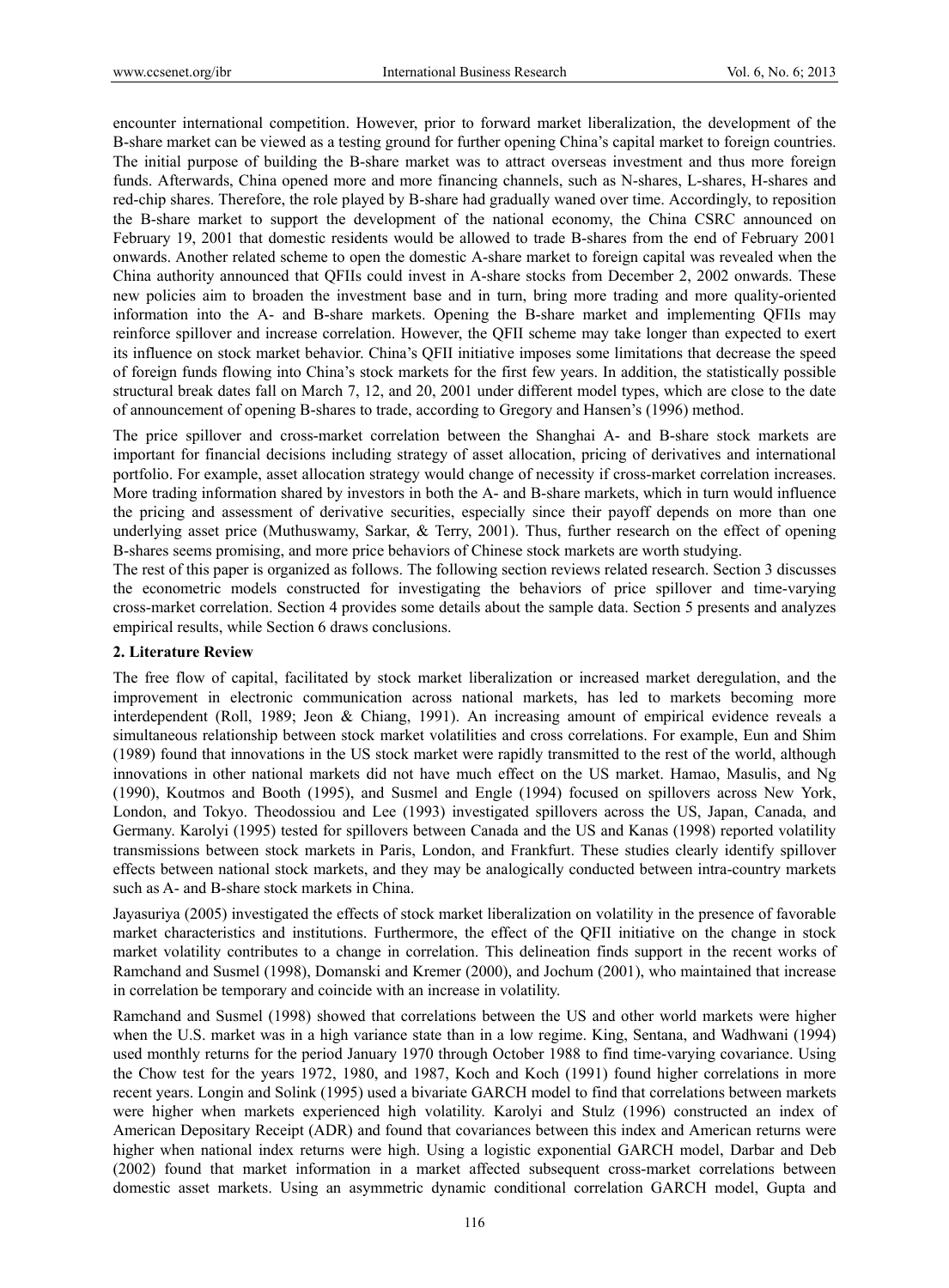encounter international competition. However, prior to forward market liberalization, the development of the B-share market can be viewed as a testing ground for further opening China's capital market to foreign countries. The initial purpose of building the B-share market was to attract overseas investment and thus more foreign funds. Afterwards, China opened more and more financing channels, such as N-shares, L-shares, H-shares and red-chip shares. Therefore, the role played by B-share had gradually waned over time. Accordingly, to reposition the B-share market to support the development of the national economy, the China CSRC announced on February 19, 2001 that domestic residents would be allowed to trade B-shares from the end of February 2001 onwards. Another related scheme to open the domestic A-share market to foreign capital was revealed when the China authority announced that QFIIs could invest in A-share stocks from December 2, 2002 onwards. These new policies aim to broaden the investment base and in turn, bring more trading and more quality-oriented information into the A- and B-share markets. Opening the B-share market and implementing QFIIs may reinforce spillover and increase correlation. However, the QFII scheme may take longer than expected to exert its influence on stock market behavior. China's QFII initiative imposes some limitations that decrease the speed of foreign funds flowing into China's stock markets for the first few years. In addition, the statistically possible structural break dates fall on March 7, 12, and 20, 2001 under different model types, which are close to the date of announcement of opening B-shares to trade, according to Gregory and Hansen's (1996) method.

The price spillover and cross-market correlation between the Shanghai A- and B-share stock markets are important for financial decisions including strategy of asset allocation, pricing of derivatives and international portfolio. For example, asset allocation strategy would change of necessity if cross-market correlation increases. More trading information shared by investors in both the A- and B-share markets, which in turn would influence the pricing and assessment of derivative securities, especially since their payoff depends on more than one underlying asset price (Muthuswamy, Sarkar, & Terry, 2001). Thus, further research on the effect of opening B-shares seems promising, and more price behaviors of Chinese stock markets are worth studying.

The rest of this paper is organized as follows. The following section reviews related research. Section 3 discusses the econometric models constructed for investigating the behaviors of price spillover and time-varying cross-market correlation. Section 4 provides some details about the sample data. Section 5 presents and analyzes empirical results, while Section 6 draws conclusions.

## 2. Literature Review

The free flow of capital, facilitated by stock market liberalization or increased market deregulation, and the improvement in electronic communication across national markets, has led to markets becoming more interdependent (Roll, 1989; Jeon & Chiang, 1991). An increasing amount of empirical evidence reveals a simultaneous relationship between stock market volatilities and cross correlations. For example, Eun and Shim (1989) found that innovations in the US stock market were rapidly transmitted to the rest of the world, although innovations in other national markets did not have much effect on the US market. Hamao, Masulis, and Ng (1990), Koutmos and Booth (1995), and Susmel and Engle (1994) focused on spillovers across New York, London, and Tokyo. Theodossiou and Lee (1993) investigated spillovers across the US, Japan, Canada, and Germany. Karolyi (1995) tested for spillovers between Canada and the US and Kanas (1998) reported volatility transmissions between stock markets in Paris, London, and Frankfurt. These studies clearly identify spillover effects between national stock markets, and they may be analogically conducted between intra-country markets such as A- and B-share stock markets in China.

Jayasuriya (2005) investigated the effects of stock market liberalization on volatility in the presence of favorable market characteristics and institutions. Furthermore, the effect of the QFII initiative on the change in stock market volatility contributes to a change in correlation. This delineation finds support in the recent works of Ramchand and Susmel (1998), Domanski and Kremer (2000), and Jochum (2001), who maintained that increase in correlation be temporary and coincide with an increase in volatility.

Ramchand and Susmel (1998) showed that correlations between the US and other world markets were higher when the U.S. market was in a high variance state than in a low regime. King, Sentana, and Wadhwani (1994) used monthly returns for the period January 1970 through October 1988 to find time-varying covariance. Using the Chow test for the years 1972, 1980, and 1987, Koch and Koch (1991) found higher correlations in more recent years. Longin and Solink (1995) used a bivariate GARCH model to find that correlations between markets were higher when markets experienced high volatility. Karolyi and Stulz (1996) constructed an index of American Depositary Receipt (ADR) and found that covariances between this index and American returns were higher when national index returns were high. Using a logistic exponential GARCH model, Darbar and Deb (2002) found that market information in a market affected subsequent cross-market correlations between domestic asset markets. Using an asymmetric dynamic conditional correlation GARCH model, Gupta and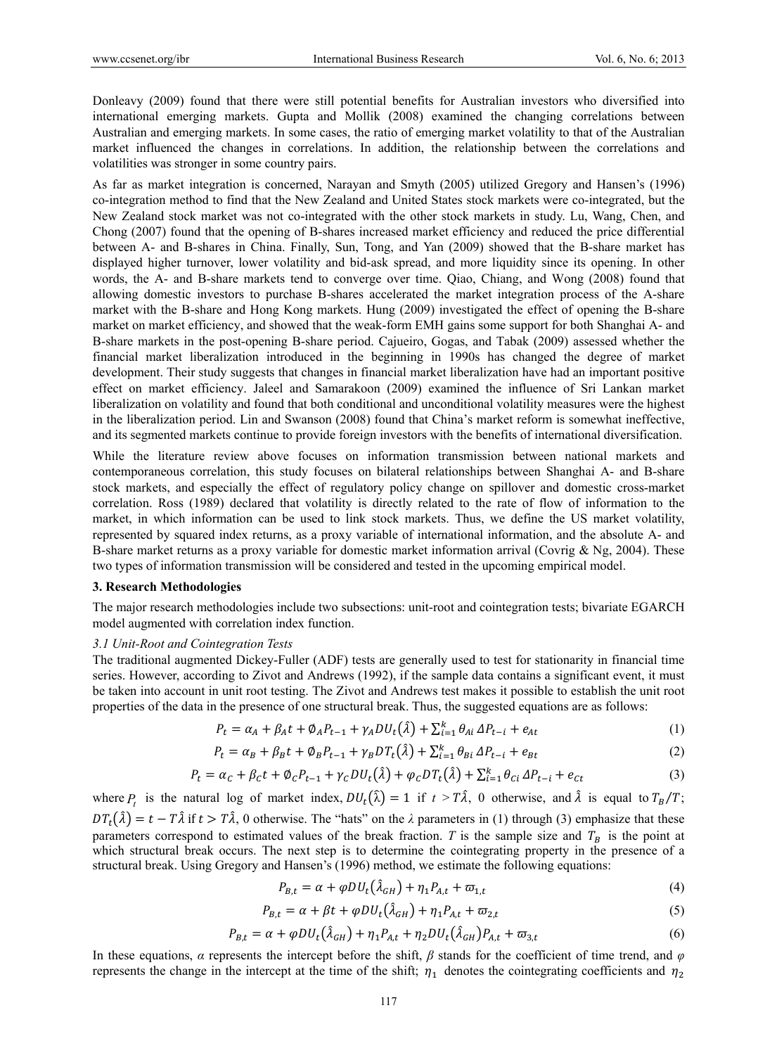Donleavy (2009) found that there were still potential benefits for Australian investors who diversified into international emerging markets. Gupta and Mollik (2008) examined the changing correlations between Australian and emerging markets. In some cases, the ratio of emerging market volatility to that of the Australian market influenced the changes in correlations. In addition, the relationship between the correlations and volatilities was stronger in some country pairs.

As far as market integration is concerned, Narayan and Smyth (2005) utilized Gregory and Hansen's (1996) co-integration method to find that the New Zealand and United States stock markets were co-integrated, but the New Zealand stock market was not co-integrated with the other stock markets in study. Lu, Wang, Chen, and Chong (2007) found that the opening of B-shares increased market efficiency and reduced the price differential between A- and B-shares in China. Finally, Sun, Tong, and Yan (2009) showed that the B-share market has displayed higher turnover, lower volatility and bid-ask spread, and more liquidity since its opening. In other words, the A- and B-share markets tend to converge over time. Qiao, Chiang, and Wong (2008) found that allowing domestic investors to purchase B-shares accelerated the market integration process of the A-share market with the B-share and Hong Kong markets. Hung (2009) investigated the effect of opening the B-share market on market efficiency, and showed that the weak-form EMH gains some support for both Shanghai A- and B-share markets in the post-opening B-share period. Cajueiro, Gogas, and Tabak (2009) assessed whether the financial market liberalization introduced in the beginning in 1990s has changed the degree of market development. Their study suggests that changes in financial market liberalization have had an important positive effect on market efficiency. Jaleel and Samarakoon (2009) examined the influence of Sri Lankan market liberalization on volatility and found that both conditional and unconditional volatility measures were the highest in the liberalization period. Lin and Swanson (2008) found that China's market reform is somewhat ineffective, and its segmented markets continue to provide foreign investors with the benefits of international diversification.

While the literature review above focuses on information transmission between national markets and contemporaneous correlation, this study focuses on bilateral relationships between Shanghai A- and B-share stock markets, and especially the effect of regulatory policy change on spillover and domestic cross-market correlation. Ross (1989) declared that volatility is directly related to the rate of flow of information to the market, in which information can be used to link stock markets. Thus, we define the US market volatility, represented by squared index returns, as a proxy variable of international information, and the absolute A- and B-share market returns as a proxy variable for domestic market information arrival (Covrig & Ng, 2004). These two types of information transmission will be considered and tested in the upcoming empirical model.

## 3. Research Methodologies

The major research methodologies include two subsections: unit-root and cointegration tests; bivariate EGARCH model augmented with correlation index function.

### *3.1 Unit-Root and Cointegration Tests*

The traditional augmented Dickey-Fuller (ADF) tests are generally used to test for stationarity in financial time series. However, according to Zivot and Andrews (1992), if the sample data contains a significant event, it must be taken into account in unit root testing. The Zivot and Andrews test makes it possible to establish the unit root properties of the data in the presence of one structural break. Thus, the suggested equations are as follows:

$$P_t = \alpha_A + \beta_A t + \emptyset_A P_{t-1} + \gamma_A DU_t(\hat{\lambda}) + \sum_{i=1}^{k} \theta_{Ai}\, \Delta P_{t-i} + e_{At} \tag{1}$$

$$P_t = \alpha_B + \beta_B t + \emptyset_B P_{t-1} + \gamma_B DT_t(\hat{\lambda}) + \sum_{i=1}^{k} \theta_{Bi}\, \Delta P_{t-i} + e_{Bt} \tag{2}$$

$$P_t = \alpha_C + \beta_C t + \emptyset_C P_{t-1} + \gamma_C DU_t(\hat{\lambda}) + \varphi_C DT_t(\hat{\lambda}) + \sum_{i=1}^{k} \theta_{Ci}\, \Delta P_{t-i} + e_{Ct} \tag{3}$$

where $P_t$ is the natural log of market index, $DU_t(\hat{\lambda}) = 1$ if $t > T\hat{\lambda}$, 0 otherwise, and $\hat{\lambda}$ is equal to $T_B/T$; $DT_t(\hat{\lambda}) = t - T\hat{\lambda}$ if $t > T\hat{\lambda}$, 0 otherwise. The "hats" on the $\lambda$ parameters in (1) through (3) emphasize that these parameters correspond to estimated values of the break fraction. $T$ is the sample size and $T_B$ is the point at which structural break occurs. The next step is to determine the cointegrating property in the presence of a structural break. Using Gregory and Hansen's (1996) method, we estimate the following equations:

$$P_{B,t} = \alpha + \varphi DU_t(\hat{\lambda}_{GH}) + \eta_1 P_{A,t} + \varpi_{1,t} \tag{4}$$

$$P_{B,t} = \alpha + \beta t + \varphi DU_t(\hat{\lambda}_{GH}) + \eta_1 P_{A,t} + \varpi_{2,t} \tag{5}$$

$$P_{B,t} = \alpha + \varphi DU_t(\hat{\lambda}_{GH}) + \eta_1 P_{A,t} + \eta_2 DU_t(\hat{\lambda}_{GH}) P_{A,t} + \varpi_{3,t} \tag{6}$$

In these equations, $\alpha$ represents the intercept before the shift, $\beta$ stands for the coefficient of time trend, and $\varphi$ represents the change in the intercept at the time of the shift; $\eta_1$ denotes the cointegrating coefficients and $\eta_2$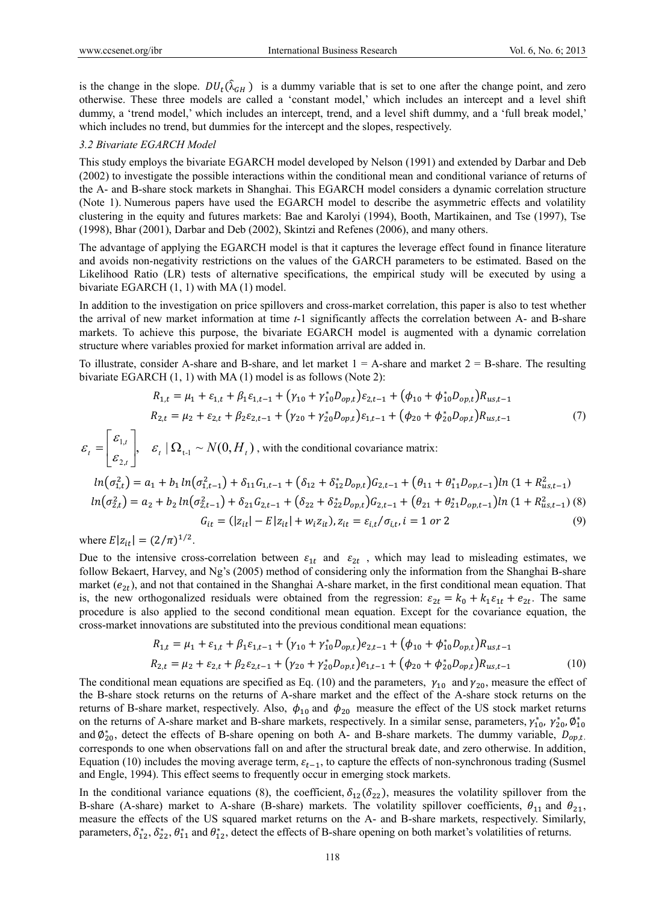is the change in the slope. $DU_t(\hat{\lambda}_{GH})$ is a dummy variable that is set to one after the change point, and zero otherwise. These three models are called a 'constant model,' which includes an intercept and a level shift dummy, a 'trend model,' which includes an intercept, trend, and a level shift dummy, and a 'full break model,' which includes no trend, but dummies for the intercept and the slopes, respectively.

### 3.2 Bivariate EGARCH Model

This study employs the bivariate EGARCH model developed by Nelson (1991) and extended by Darbar and Deb (2002) to investigate the possible interactions within the conditional mean and conditional variance of returns of the A- and B-share stock markets in Shanghai. This EGARCH model considers a dynamic correlation structure (Note 1). Numerous papers have used the EGARCH model to describe the asymmetric effects and volatility clustering in the equity and futures markets: Bae and Karolyi (1994), Booth, Martikainen, and Tse (1997), Tse (1998), Bhar (2001), Darbar and Deb (2002), Skintzi and Refenes (2006), and many others.

The advantage of applying the EGARCH model is that it captures the leverage effect found in finance literature and avoids non-negativity restrictions on the values of the GARCH parameters to be estimated. Based on the Likelihood Ratio (LR) tests of alternative specifications, the empirical study will be executed by using a bivariate EGARCH (1, 1) with MA (1) model.

In addition to the investigation on price spillovers and cross-market correlation, this paper is also to test whether the arrival of new market information at time *t*-1 significantly affects the correlation between A- and B-share markets. To achieve this purpose, the bivariate EGARCH model is augmented with a dynamic correlation structure where variables proxied for market information arrival are added in.

To illustrate, consider A-share and B-share, and let market 1 = A-share and market 2 = B-share. The resulting bivariate EGARCH (1, 1) with MA (1) model is as follows (Note 2):

$$R_{1,t} = \mu_1 + \varepsilon_{1,t} + \beta_1 \varepsilon_{1,t-1} + (\gamma_{10} + \gamma_{10}^* D_{op,t})\varepsilon_{2,t-1} + (\phi_{10} + \phi_{10}^* D_{op,t})R_{us,t-1}$$
$$R_{2,t} = \mu_2 + \varepsilon_{2,t} + \beta_2 \varepsilon_{2,t-1} + (\gamma_{20} + \gamma_{20}^* D_{op,t})\varepsilon_{1,t-1} + (\phi_{20} + \phi_{20}^* D_{op,t})R_{us,t-1} \quad (7)$$

$\varepsilon_t = \begin{bmatrix} \varepsilon_{1,t} \\ \varepsilon_{2,t} \end{bmatrix}, \quad \varepsilon_t \mid \Omega_{t-1} \sim N(0, H_t)$, with the conditional covariance matrix:

$$ln(\sigma_{1,t}^2) = a_1 + b_1 ln(\sigma_{1,t-1}^2) + \delta_{11} G_{1,t-1} + (\delta_{12} + \delta_{12}^* D_{op,t})G_{2,t-1} + (\theta_{11} + \theta_{11}^* D_{op,t-1}) ln\,(1 + R_{us,t-1}^2)$$
$$ln(\sigma_{2,t}^2) = a_2 + b_2 ln(\sigma_{2,t-1}^2) + \delta_{21} G_{2,t-1} + (\delta_{22} + \delta_{22}^* D_{op,t})G_{2,t-1} + (\theta_{21} + \theta_{21}^* D_{op,t-1}) ln\,(1 + R_{us,t-1}^2) \quad (8)$$
$$G_{it} = (|z_{it}| - E|z_{it}| + w_i z_{it}),\ z_{it} = \varepsilon_{i,t}/\sigma_{i,t},\ i = 1 \text{ or } 2 \quad (9)$$

where $E|z_{it}| = (2/\pi)^{1/2}$.

Due to the intensive cross-correlation between $\varepsilon_{1t}$ and $\varepsilon_{2t}$, which may lead to misleading estimates, we follow Bekaert, Harvey, and Ng's (2005) method of considering only the information from the Shanghai B-share market ($e_{2t}$), and not that contained in the Shanghai A-share market, in the first conditional mean equation. That is, the new orthogonalized residuals were obtained from the regression: $\varepsilon_{2t} = k_0 + k_1 \varepsilon_{1t} + e_{2t}$. The same procedure is also applied to the second conditional mean equation. Except for the covariance equation, the cross-market innovations are substituted into the previous conditional mean equations:

$$R_{1,t} = \mu_1 + \varepsilon_{1,t} + \beta_1 \varepsilon_{1,t-1} + (\gamma_{10} + \gamma_{10}^* D_{op,t})e_{2,t-1} + (\phi_{10} + \phi_{10}^* D_{op,t})R_{us,t-1}$$
$$R_{2,t} = \mu_2 + \varepsilon_{2,t} + \beta_2 \varepsilon_{2,t-1} + (\gamma_{20} + \gamma_{20}^* D_{op,t})e_{1,t-1} + (\phi_{20} + \phi_{20}^* D_{op,t})R_{us,t-1} \quad (10)$$

The conditional mean equations are specified as Eq. (10) and the parameters, $\gamma_{10}$ and $\gamma_{20}$, measure the effect of the B-share stock returns on the returns of A-share market and the effect of the A-share stock returns on the returns of B-share market, respectively. Also, $\phi_{10}$ and $\phi_{20}$ measure the effect of the US stock market returns on the returns of A-share market and B-share markets, respectively. In a similar sense, parameters, $\gamma_{10}^*$, $\gamma_{20}^*$, $\emptyset_{10}^*$ and $\emptyset_{20}^*$, detect the effects of B-share opening on both A- and B-share markets. The dummy variable, $D_{op,t}$, corresponds to one when observations fall on and after the structural break date, and zero otherwise. In addition, Equation (10) includes the moving average term, $\varepsilon_{t-1}$, to capture the effects of non-synchronous trading (Susmel and Engle, 1994). This effect seems to frequently occur in emerging stock markets.

In the conditional variance equations (8), the coefficient, $\delta_{12}(\delta_{22})$, measures the volatility spillover from the B-share (A-share) market to A-share (B-share) markets. The volatility spillover coefficients, $\theta_{11}$ and $\theta_{21}$, measure the effects of the US squared market returns on the A- and B-share markets, respectively. Similarly, parameters, $\delta_{12}^*$, $\delta_{22}^*$, $\theta_{11}^*$ and $\theta_{12}^*$, detect the effects of B-share opening on both market's volatilities of returns.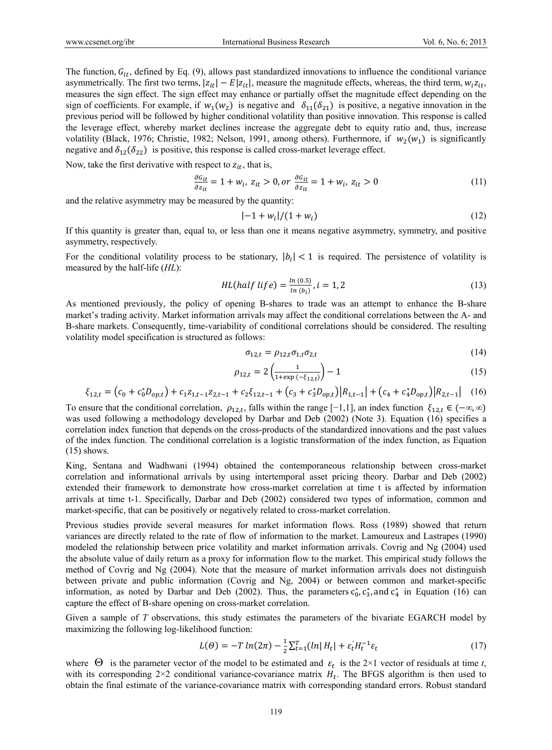The function, $G_{it}$, defined by Eq. (9), allows past standardized innovations to influence the conditional variance asymmetrically. The first two terms, $|z_{it}| - E|z_{it}|$, measure the magnitude effects, whereas, the third term, $w_i z_{it}$, measures the sign effect. The sign effect may enhance or partially offset the magnitude effect depending on the sign of coefficients. For example, if $w_1(w_2)$ is negative and $\delta_{11}(\delta_{21})$ is positive, a negative innovation in the previous period will be followed by higher conditional volatility than positive innovation. This response is called the leverage effect, whereby market declines increase the aggregate debt to equity ratio and, thus, increase volatility (Black, 1976; Christie, 1982; Nelson, 1991, among others). Furthermore, if $w_2(w_1)$ is significantly negative and $\delta_{12}(\delta_{22})$ is positive, this response is called cross-market leverage effect.

Now, take the first derivative with respect to $z_{it}$, that is,

$$\frac{\partial G_{it}}{\partial z_{it}} = 1 + w_i,\ z_{it} > 0, or\ \frac{\partial G_{it}}{\partial z_{it}} = 1 + w_i,\ z_{it} > 0 \tag{11}$$

and the relative asymmetry may be measured by the quantity:

$$|-1 + w_i|/(1 + w_i) \tag{12}$$

If this quantity is greater than, equal to, or less than one it means negative asymmetry, symmetry, and positive asymmetry, respectively.

For the conditional volatility process to be stationary, $|b_i| < 1$ is required. The persistence of volatility is measured by the half-life (*HL*):

$$HL(half\ life) = \frac{\ln(0.5)}{\ln(b_i)}, i = 1, 2 \tag{13}$$

As mentioned previously, the policy of opening B-shares to trade was an attempt to enhance the B-share market's trading activity. Market information arrivals may affect the conditional correlations between the A- and B-share markets. Consequently, time-variability of conditional correlations should be considered. The resulting volatility model specification is structured as follows:

$$\sigma_{12,t} = \rho_{12,t}\sigma_{1,t}\sigma_{2,t} \tag{14}$$

$$\rho_{12,t} = 2\left(\frac{1}{1+\exp(-\xi_{12,t})}\right) - 1 \tag{15}$$

$$\xi_{12,t} = (c_0 + c_0^* D_{op,t}) + c_1 z_{1,t-1} z_{2,t-1} + c_2 \xi_{12,t-1} + (c_3 + c_3^* D_{op,t})|R_{1,t-1}| + (c_4 + c_4^* D_{op,t})|R_{2,t-1}| \tag{16}$$

To ensure that the conditional correlation, $\rho_{12,t}$, falls within the range $[-1,1]$, an index function $\xi_{12,t} \in (-\infty, \infty)$ was used following a methodology developed by Darbar and Deb (2002) (Note 3). Equation (16) specifies a correlation index function that depends on the cross-products of the standardized innovations and the past values of the index function. The conditional correlation is a logistic transformation of the index function, as Equation (15) shows.

King, Sentana and Wadhwani (1994) obtained the contemporaneous relationship between cross-market correlation and informational arrivals by using intertemporal asset pricing theory. Darbar and Deb (2002) extended their framework to demonstrate how cross-market correlation at time t is affected by information arrivals at time t-1. Specifically, Darbar and Deb (2002) considered two types of information, common and market-specific, that can be positively or negatively related to cross-market correlation.

Previous studies provide several measures for market information flows. Ross (1989) showed that return variances are directly related to the rate of flow of information to the market. Lamoureux and Lastrapes (1990) modeled the relationship between price volatility and market information arrivals. Covrig and Ng (2004) used the absolute value of daily return as a proxy for information flow to the market. This empirical study follows the method of Covrig and Ng (2004). Note that the measure of market information arrivals does not distinguish between private and public information (Covrig and Ng, 2004) or between common and market-specific information, as noted by Darbar and Deb (2002). Thus, the parameters $c_0^*, c_3^*$, and $c_4^*$ in Equation (16) can capture the effect of B-share opening on cross-market correlation.

Given a sample of *T* observations, this study estimates the parameters of the bivariate EGARCH model by maximizing the following log-likelihood function:

$$L(\Theta) = -T\ln(2\pi) - \frac{1}{2}\sum_{t=1}^{T}(\ln|H_t| + \varepsilon_t' H_t^{-1}\varepsilon_t \tag{17}$$

where $\Theta$ is the parameter vector of the model to be estimated and $\varepsilon_t$ is the 2×1 vector of residuals at time *t*, with its corresponding 2×2 conditional variance-covariance matrix $H_t$. The BFGS algorithm is then used to obtain the final estimate of the variance-covariance matrix with corresponding standard errors. Robust standard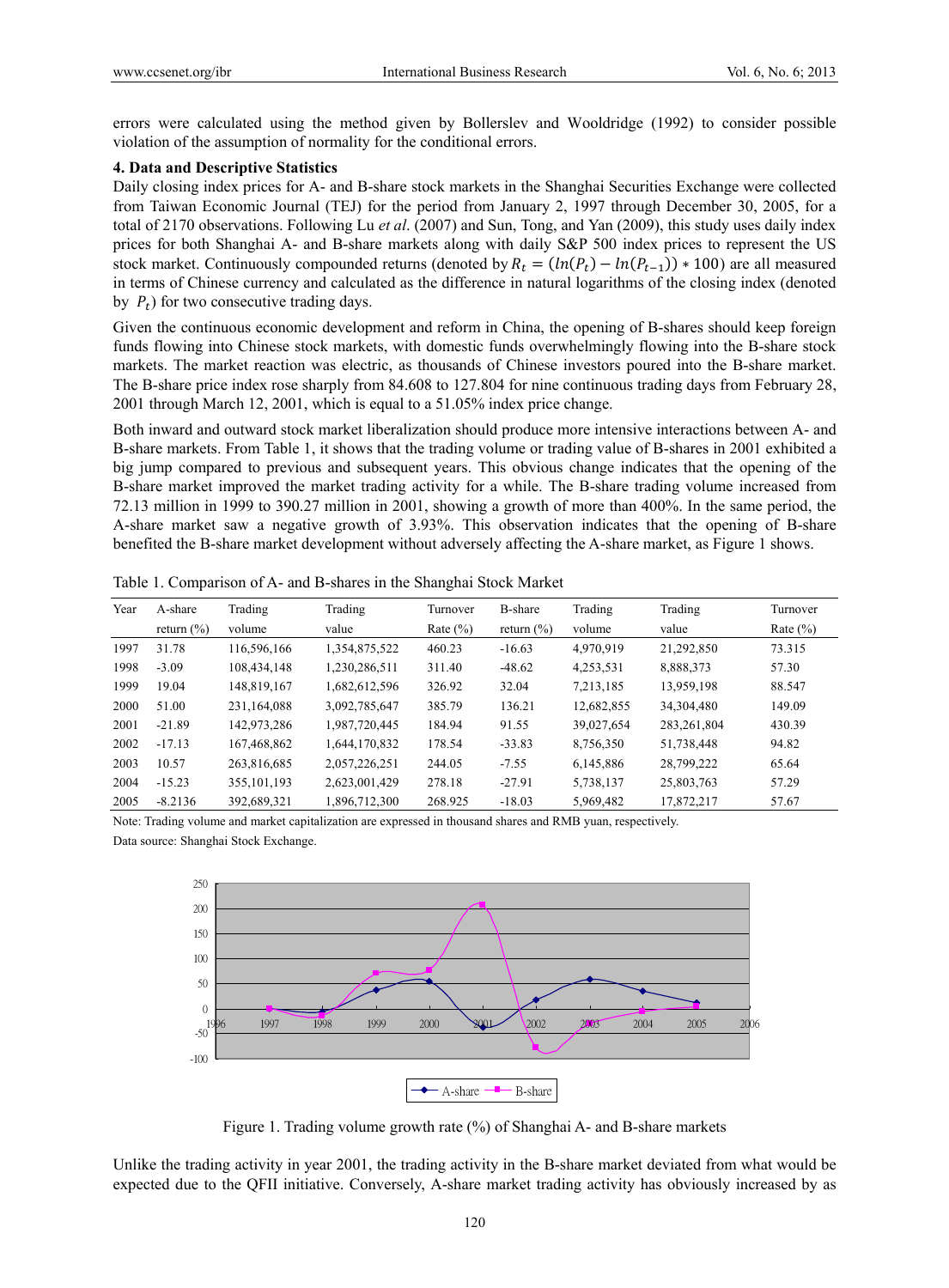errors were calculated using the method given by Bollerslev and Wooldridge (1992) to consider possible violation of the assumption of normality for the conditional errors.

**4. Data and Descriptive Statistics**

Daily closing index prices for A- and B-share stock markets in the Shanghai Securities Exchange were collected from Taiwan Economic Journal (TEJ) for the period from January 2, 1997 through December 30, 2005, for a total of 2170 observations. Following Lu *et al*. (2007) and Sun, Tong, and Yan (2009), this study uses daily index prices for both Shanghai A- and B-share markets along with daily S&P 500 index prices to represent the US stock market. Continuously compounded returns (denoted by $R_t = (ln(P_t) - ln(P_{t-1})) * 100$) are all measured in terms of Chinese currency and calculated as the difference in natural logarithms of the closing index (denoted by $P_t$) for two consecutive trading days.

Given the continuous economic development and reform in China, the opening of B-shares should keep foreign funds flowing into Chinese stock markets, with domestic funds overwhelmingly flowing into the B-share stock markets. The market reaction was electric, as thousands of Chinese investors poured into the B-share market. The B-share price index rose sharply from 84.608 to 127.804 for nine continuous trading days from February 28, 2001 through March 12, 2001, which is equal to a 51.05% index price change.

Both inward and outward stock market liberalization should produce more intensive interactions between A- and B-share markets. From Table 1, it shows that the trading volume or trading value of B-shares in 2001 exhibited a big jump compared to previous and subsequent years. This obvious change indicates that the opening of the B-share market improved the market trading activity for a while. The B-share trading volume increased from 72.13 million in 1999 to 390.27 million in 2001, showing a growth of more than 400%. In the same period, the A-share market saw a negative growth of 3.93%. This observation indicates that the opening of B-share benefited the B-share market development without adversely affecting the A-share market, as Figure 1 shows.

Table 1. Comparison of A- and B-shares in the Shanghai Stock Market

| Year | A-share return (%) | Trading volume | Trading value | Turnover Rate (%) | B-share return (%) | Trading volume | Trading value | Turnover Rate (%) |
|---|---|---|---|---|---|---|---|---|
| 1997 | 31.78 | 116,596,166 | 1,354,875,522 | 460.23 | -16.63 | 4,970,919 | 21,292,850 | 73.315 |
| 1998 | -3.09 | 108,434,148 | 1,230,286,511 | 311.40 | -48.62 | 4,253,531 | 8,888,373 | 57.30 |
| 1999 | 19.04 | 148,819,167 | 1,682,612,596 | 326.92 | 32.04 | 7,213,185 | 13,959,198 | 88.547 |
| 2000 | 51.00 | 231,164,088 | 3,092,785,647 | 385.79 | 136.21 | 12,682,855 | 34,304,480 | 149.09 |
| 2001 | -21.89 | 142,973,286 | 1,987,720,445 | 184.94 | 91.55 | 39,027,654 | 283,261,804 | 430.39 |
| 2002 | -17.13 | 167,468,862 | 1,644,170,832 | 178.54 | -33.83 | 8,756,350 | 51,738,448 | 94.82 |
| 2003 | 10.57 | 263,816,685 | 2,057,226,251 | 244.05 | -7.55 | 6,145,886 | 28,799,222 | 65.64 |
| 2004 | -15.23 | 355,101,193 | 2,623,001,429 | 278.18 | -27.91 | 5,738,137 | 25,803,763 | 57.29 |
| 2005 | -8.2136 | 392,689,321 | 1,896,712,300 | 268.925 | -18.03 | 5,969,482 | 17,872,217 | 57.67 |

Note: Trading volume and market capitalization are expressed in thousand shares and RMB yuan, respectively.

Data source: Shanghai Stock Exchange.

Figure 1. Trading volume growth rate (%) of Shanghai A- and B-share markets

Unlike the trading activity in year 2001, the trading activity in the B-share market deviated from what would be expected due to the QFII initiative. Conversely, A-share market trading activity has obviously increased by as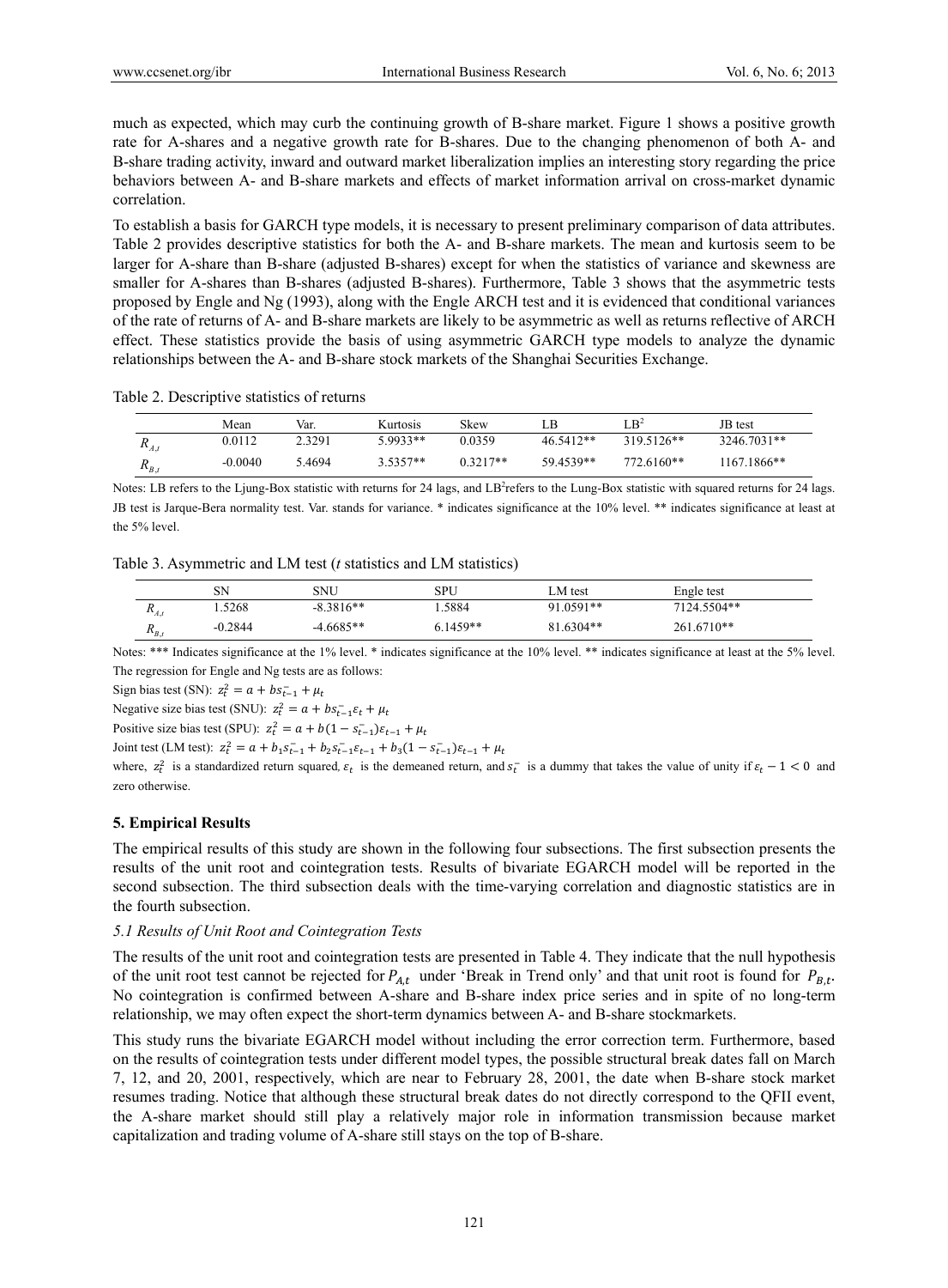much as expected, which may curb the continuing growth of B-share market. Figure 1 shows a positive growth rate for A-shares and a negative growth rate for B-shares. Due to the changing phenomenon of both A- and B-share trading activity, inward and outward market liberalization implies an interesting story regarding the price behaviors between A- and B-share markets and effects of market information arrival on cross-market dynamic correlation.

To establish a basis for GARCH type models, it is necessary to present preliminary comparison of data attributes. Table 2 provides descriptive statistics for both the A- and B-share markets. The mean and kurtosis seem to be larger for A-share than B-share (adjusted B-shares) except for when the statistics of variance and skewness are smaller for A-shares than B-shares (adjusted B-shares). Furthermore, Table 3 shows that the asymmetric tests proposed by Engle and Ng (1993), along with the Engle ARCH test and it is evidenced that conditional variances of the rate of returns of A- and B-share markets are likely to be asymmetric as well as returns reflective of ARCH effect. These statistics provide the basis of using asymmetric GARCH type models to analyze the dynamic relationships between the A- and B-share stock markets of the Shanghai Securities Exchange.

Table 2. Descriptive statistics of returns

| | Mean | Var. | Kurtosis | Skew | LB | $LB^2$ | JB test |
|---|---|---|---|---|---|---|---|
| $R_{A,t}$ | 0.0112 | 2.3291 | 5.9933** | 0.0359 | 46.5412** | 319.5126** | 3246.7031** |
| $R_{B,t}$ | -0.0040 | 5.4694 | 3.5357** | 0.3217** | 59.4539** | 772.6160** | 1167.1866** |

Notes: LB refers to the Ljung-Box statistic with returns for 24 lags, and $LB^2$ refers to the Lung-Box statistic with squared returns for 24 lags. JB test is Jarque-Bera normality test. Var. stands for variance. * indicates significance at the 10% level. ** indicates significance at least at the 5% level.

Table 3. Asymmetric and LM test (*t* statistics and LM statistics)

| | SN | SNU | SPU | LM test | Engle test |
|---|---|---|---|---|---|
| $R_{A,t}$ | 1.5268 | -8.3816** | 1.5884 | 91.0591** | 7124.5504** |
| $R_{B,t}$ | -0.2844 | -4.6685** | 6.1459** | 81.6304** | 261.6710** |

Notes: *** Indicates significance at the 1% level. * indicates significance at the 10% level. ** indicates significance at least at the 5% level.
The regression for Engle and Ng tests are as follows:

Sign bias test (SN): $z_t^2 = a + bs_{t-1}^- + \mu_t$

Negative size bias test (SNU): $z_t^2 = a + bs_{t-1}^- \varepsilon_t + \mu_t$

Positive size bias test (SPU): $z_t^2 = a + b(1 - s_{t-1}^-)\varepsilon_{t-1} + \mu_t$

Joint test (LM test): $z_t^2 = a + b_1 s_{t-1}^- + b_2 s_{t-1}^- \varepsilon_{t-1} + b_3(1 - s_{t-1}^-)\varepsilon_{t-1} + \mu_t$

where, $z_t^2$ is a standardized return squared, $\varepsilon_t$ is the demeaned return, and $s_t^-$ is a dummy that takes the value of unity if $\varepsilon_t - 1 < 0$ and zero otherwise.

### 5. Empirical Results

The empirical results of this study are shown in the following four subsections. The first subsection presents the results of the unit root and cointegration tests. Results of bivariate EGARCH model will be reported in the second subsection. The third subsection deals with the time-varying correlation and diagnostic statistics are in the fourth subsection.

#### *5.1 Results of Unit Root and Cointegration Tests*

The results of the unit root and cointegration tests are presented in Table 4. They indicate that the null hypothesis of the unit root test cannot be rejected for $P_{A,t}$ under 'Break in Trend only' and that unit root is found for $P_{B,t}$. No cointegration is confirmed between A-share and B-share index price series and in spite of no long-term relationship, we may often expect the short-term dynamics between A- and B-share stockmarkets.

This study runs the bivariate EGARCH model without including the error correction term. Furthermore, based on the results of cointegration tests under different model types, the possible structural break dates fall on March 7, 12, and 20, 2001, respectively, which are near to February 28, 2001, the date when B-share stock market resumes trading. Notice that although these structural break dates do not directly correspond to the QFII event, the A-share market should still play a relatively major role in information transmission because market capitalization and trading volume of A-share still stays on the top of B-share.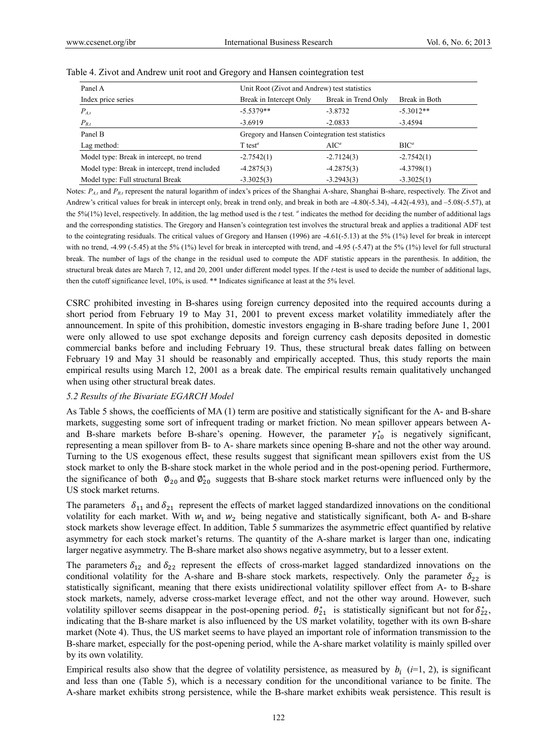Table 4. Zivot and Andrew unit root and Gregory and Hansen cointegration test

| Panel A | Unit Root (Zivot and Andrew) test statistics | | |
|---|---|---|---|
| Index price series | Break in Intercept Only | Break in Trend Only | Break in Both |
| $P_{A,t}$ | -5.5379** | -3.8732 | -5.3012** |
| $P_{B,t}$ | -3.6919 | -2.0833 | -3.4594 |
| Panel B | Gregory and Hansen Cointegration test statistics | | |
| Lag method: | T test[a] | AIC[a] | BIC[a] |
| Model type: Break in intercept, no trend | -2.7542(1) | -2.7124(3) | -2.7542(1) |
| Model type: Break in intercept, trend included | -4.2875(3) | -4.2875(3) | -4.3798(1) |
| Model type: Full structural Break | -3.3025(3) | -3.2943(3) | -3.3025(1) |

Notes: $P_{A,t}$ and $P_{B,t}$ represent the natural logarithm of index's prices of the Shanghai A-share, Shanghai B-share, respectively. The Zivot and Andrew's critical values for break in intercept only, break in trend only, and break in both are -4.80(-5.34), -4.42(-4.93), and –5.08(-5.57), at the 5%(1%) level, respectively. In addition, the lag method used is the *t* test. [a] indicates the method for deciding the number of additional lags and the corresponding statistics. The Gregory and Hansen's cointegration test involves the structural break and applies a traditional ADF test to the cointegrating residuals. The critical values of Gregory and Hansen (1996) are -4.61(-5.13) at the 5% (1%) level for break in intercept with no trend, -4.99 (-5.45) at the 5% (1%) level for break in intercepted with trend, and -4.95 (-5.47) at the 5% (1%) level for full structural break. The number of lags of the change in the residual used to compute the ADF statistic appears in the parenthesis. In addition, the structural break dates are March 7, 12, and 20, 2001 under different model types. If the *t*-test is used to decide the number of additional lags, then the cutoff significance level, 10%, is used. ** Indicates significance at least at the 5% level.

CSRC prohibited investing in B-shares using foreign currency deposited into the required accounts during a short period from February 19 to May 31, 2001 to prevent excess market volatility immediately after the announcement. In spite of this prohibition, domestic investors engaging in B-share trading before June 1, 2001 were only allowed to use spot exchange deposits and foreign currency cash deposits deposited in domestic commercial banks before and including February 19. Thus, these structural break dates falling on between February 19 and May 31 should be reasonably and empirically accepted. Thus, this study reports the main empirical results using March 12, 2001 as a break date. The empirical results remain qualitatively unchanged when using other structural break dates.

### *5.2 Results of the Bivariate EGARCH Model*

As Table 5 shows, the coefficients of MA (1) term are positive and statistically significant for the A- and B-share markets, suggesting some sort of infrequent trading or market friction. No mean spillover appears between A- and B-share markets before B-share's opening. However, the parameter $\gamma_{10}^{*}$ is negatively significant, representing a mean spillover from B- to A- share markets since opening B-share and not the other way around. Turning to the US exogenous effect, these results suggest that significant mean spillovers exist from the US stock market to only the B-share stock market in the whole period and in the post-opening period. Furthermore, the significance of both $\emptyset_{20}$ and $\emptyset_{20}^{*}$ suggests that B-share stock market returns were influenced only by the US stock market returns.

The parameters $\delta_{11}$ and $\delta_{21}$ represent the effects of market lagged standardized innovations on the conditional volatility for each market. With $w_1$ and $w_2$ being negative and statistically significant, both A- and B-share stock markets show leverage effect. In addition, Table 5 summarizes the asymmetric effect quantified by relative asymmetry for each stock market's returns. The quantity of the A-share market is larger than one, indicating larger negative asymmetry. The B-share market also shows negative asymmetry, but to a lesser extent.

The parameters $\delta_{12}$ and $\delta_{22}$ represent the effects of cross-market lagged standardized innovations on the conditional volatility for the A-share and B-share stock markets, respectively. Only the parameter $\delta_{22}$ is statistically significant, meaning that there exists unidirectional volatility spillover effect from A- to B-share stock markets, namely, adverse cross-market leverage effect, and not the other way around. However, such volatility spillover seems disappear in the post-opening period. $\theta_{21}^{*}$ is statistically significant but not for $\delta_{22}^{*}$, indicating that the B-share market is also influenced by the US market volatility, together with its own B-share market (Note 4). Thus, the US market seems to have played an important role of information transmission to the B-share market, especially for the post-opening period, while the A-share market volatility is mainly spilled over by its own volatility.

Empirical results also show that the degree of volatility persistence, as measured by $b_i$ ($i$=1, 2), is significant and less than one (Table 5), which is a necessary condition for the unconditional variance to be finite. The A-share market exhibits strong persistence, while the B-share market exhibits weak persistence. This result is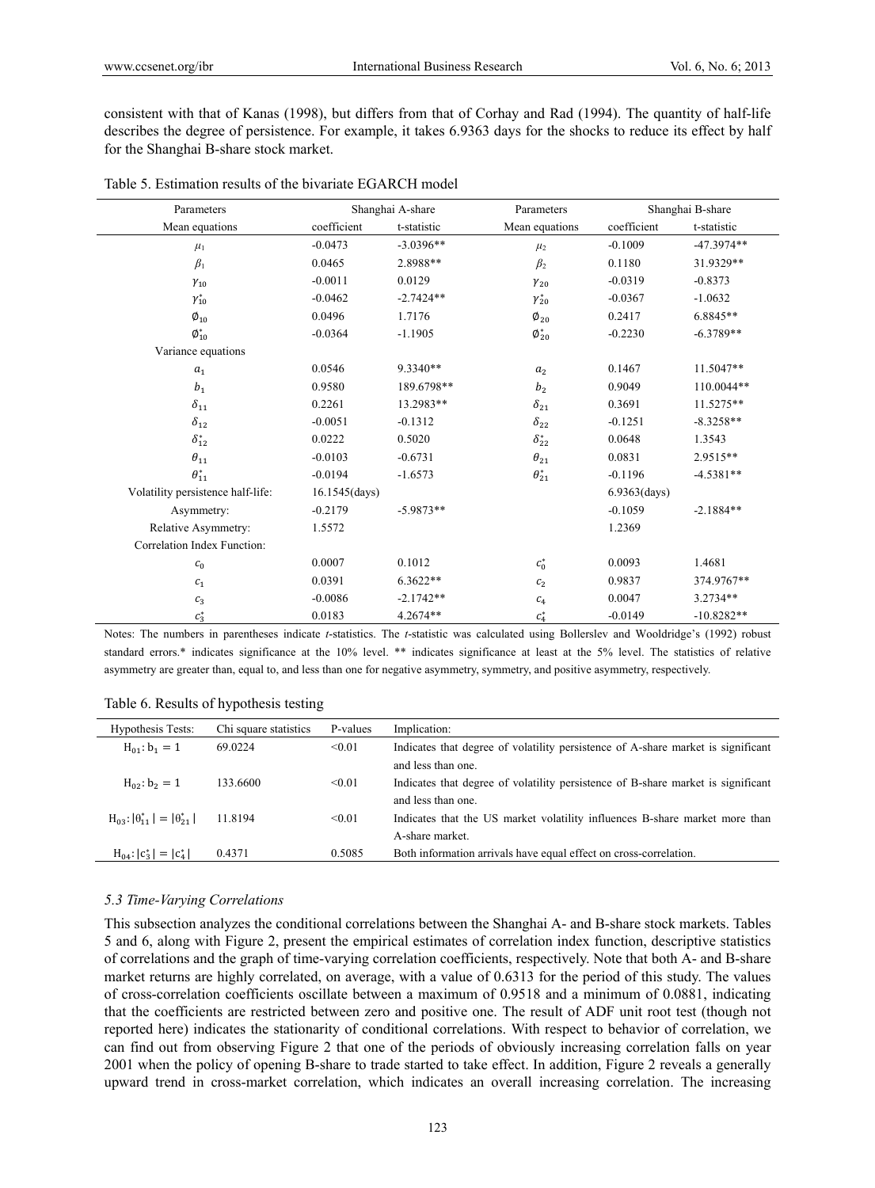consistent with that of Kanas (1998), but differs from that of Corhay and Rad (1994). The quantity of half-life describes the degree of persistence. For example, it takes 6.9363 days for the shocks to reduce its effect by half for the Shanghai B-share stock market.

Table 5. Estimation results of the bivariate EGARCH model

| Parameters | Shanghai A-share | | Parameters | Shanghai B-share | |
|---|---|---|---|---|---|
| Mean equations | coefficient | t-statistic | Mean equations | coefficient | t-statistic |
| $\mu_1$ | -0.0473 | -3.0396** | $\mu_2$ | -0.1009 | -47.3974** |
| $\beta_1$ | 0.0465 | 2.8988** | $\beta_2$ | 0.1180 | 31.9329** |
| $\gamma_{10}$ | -0.0011 | 0.0129 | $\gamma_{20}$ | -0.0319 | -0.8373 |
| $\gamma_{10}^{*}$ | -0.0462 | -2.7424** | $\gamma_{20}^{*}$ | -0.0367 | -1.0632 |
| $\emptyset_{10}$ | 0.0496 | 1.7176 | $\emptyset_{20}$ | 0.2417 | 6.8845** |
| $\emptyset_{10}^{*}$ | -0.0364 | -1.1905 | $\emptyset_{20}^{*}$ | -0.2230 | -6.3789** |
| Variance equations | | | | | |
| $a_1$ | 0.0546 | 9.3340** | $a_2$ | 0.1467 | 11.5047** |
| $b_1$ | 0.9580 | 189.6798** | $b_2$ | 0.9049 | 110.0044** |
| $\delta_{11}$ | 0.2261 | 13.2983** | $\delta_{21}$ | 0.3691 | 11.5275** |
| $\delta_{12}$ | -0.0051 | -0.1312 | $\delta_{22}$ | -0.1251 | -8.3258** |
| $\delta_{12}^{*}$ | 0.0222 | 0.5020 | $\delta_{22}^{*}$ | 0.0648 | 1.3543 |
| $\theta_{11}$ | -0.0103 | -0.6731 | $\theta_{21}$ | 0.0831 | 2.9515** |
| $\theta_{11}^{*}$ | -0.0194 | -1.6573 | $\theta_{21}^{*}$ | -0.1196 | -4.5381** |
| Volatility persistence half-life: | 16.1545(days) | | | 6.9363(days) | |
| Asymmetry: | -0.2179 | -5.9873** | | -0.1059 | -2.1884** |
| Relative Asymmetry: | 1.5572 | | | 1.2369 | |
| Correlation Index Function: | | | | | |
| $c_0$ | 0.0007 | 0.1012 | $c_0^{*}$ | 0.0093 | 1.4681 |
| $c_1$ | 0.0391 | 6.3622** | $c_2$ | 0.9837 | 374.9767** |
| $c_3$ | -0.0086 | -2.1742** | $c_4$ | 0.0047 | 3.2734** |
| $c_3^{*}$ | 0.0183 | 4.2674** | $c_4^{*}$ | -0.0149 | -10.8282** |

Notes: The numbers in parentheses indicate *t*-statistics. The *t*-statistic was calculated using Bollerslev and Wooldridge's (1992) robust standard errors.* indicates significance at the 10% level. ** indicates significance at least at the 5% level. The statistics of relative asymmetry are greater than, equal to, and less than one for negative asymmetry, symmetry, and positive asymmetry, respectively.

Table 6. Results of hypothesis testing

| Hypothesis Tests: | Chi square statistics | P-values | Implication: |
|---|---|---|---|
| $H_{01}: b_1 = 1$ | 69.0224 | <0.01 | Indicates that degree of volatility persistence of A-share market is significant and less than one. |
| $H_{02}: b_2 = 1$ | 133.6600 | <0.01 | Indicates that degree of volatility persistence of B-share market is significant and less than one. |
| $H_{03}: \lvert\theta_{11}^{*}\rvert = \lvert\theta_{21}^{*}\rvert$ | 11.8194 | <0.01 | Indicates that the US market volatility influences B-share market more than A-share market. |
| $H_{04}: \lvert c_3^{*}\rvert = \lvert c_4^{*}\rvert$ | 0.4371 | 0.5085 | Both information arrivals have equal effect on cross-correlation. |

### *5.3 Time-Varying Correlations*

This subsection analyzes the conditional correlations between the Shanghai A- and B-share stock markets. Tables 5 and 6, along with Figure 2, present the empirical estimates of correlation index function, descriptive statistics of correlations and the graph of time-varying correlation coefficients, respectively. Note that both A- and B-share market returns are highly correlated, on average, with a value of 0.6313 for the period of this study. The values of cross-correlation coefficients oscillate between a maximum of 0.9518 and a minimum of 0.0881, indicating that the coefficients are restricted between zero and positive one. The result of ADF unit root test (though not reported here) indicates the stationarity of conditional correlations. With respect to behavior of correlation, we can find out from observing Figure 2 that one of the periods of obviously increasing correlation falls on year 2001 when the policy of opening B-share to trade started to take effect. In addition, Figure 2 reveals a generally upward trend in cross-market correlation, which indicates an overall increasing correlation. The increasing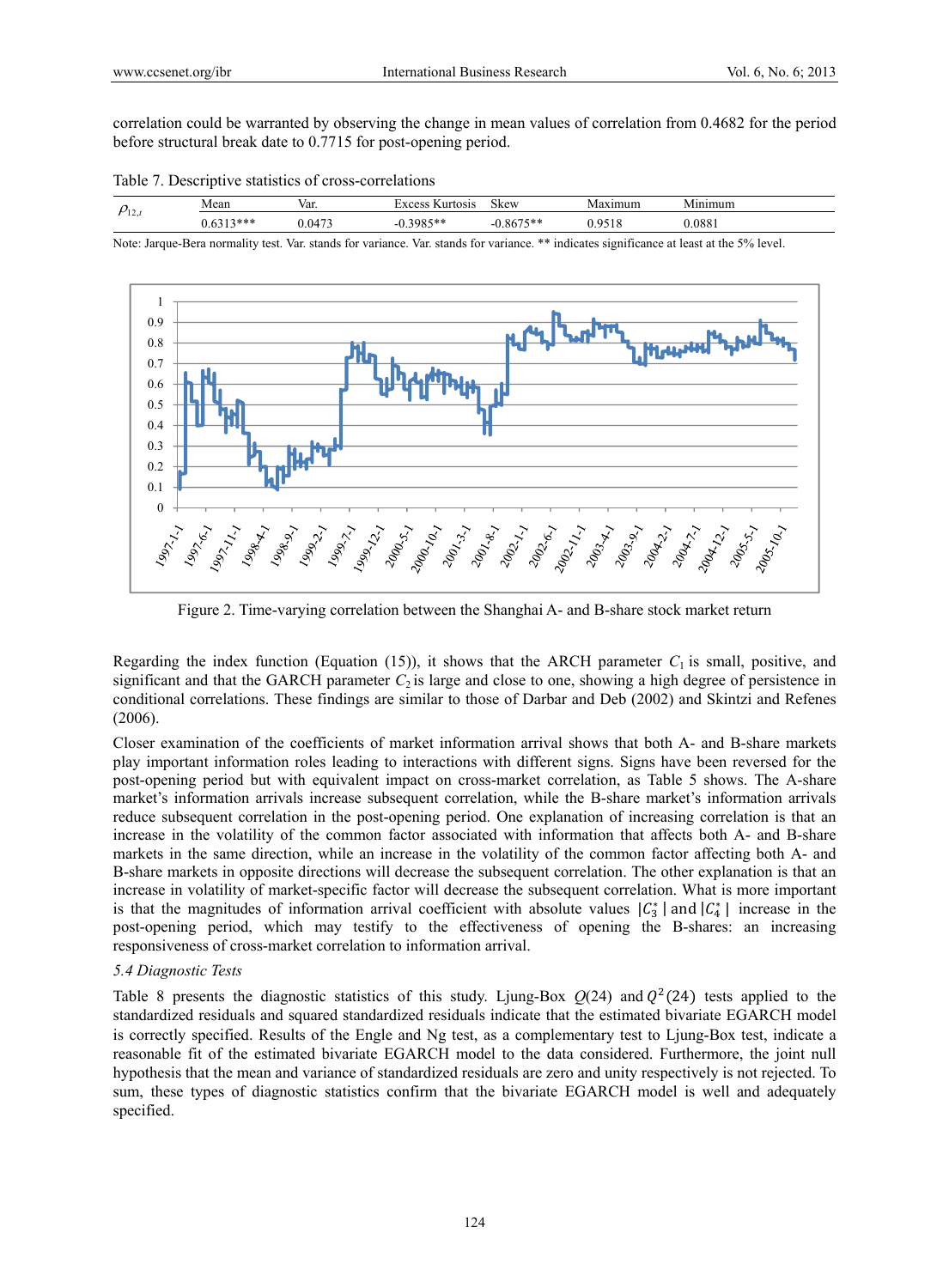correlation could be warranted by observing the change in mean values of correlation from 0.4682 for the period before structural break date to 0.7715 for post-opening period.

Table 7. Descriptive statistics of cross-correlations

| $\rho_{12,t}$ | Mean | Var. | Excess Kurtosis | Skew | Maximum | Minimum |
|---|---|---|---|---|---|---|
| | 0.6313*** | 0.0473 | -0.3985** | -0.8675** | 0.9518 | 0.0881 |

Note: Jarque-Bera normality test. Var. stands for variance. Var. stands for variance. ** indicates significance at least at the 5% level.

Figure 2. Time-varying correlation between the Shanghai A- and B-share stock market return

Regarding the index function (Equation (15)), it shows that the ARCH parameter $C_1$ is small, positive, and significant and that the GARCH parameter $C_2$ is large and close to one, showing a high degree of persistence in conditional correlations. These findings are similar to those of Darbar and Deb (2002) and Skintzi and Refenes (2006).

Closer examination of the coefficients of market information arrival shows that both A- and B-share markets play important information roles leading to interactions with different signs. Signs have been reversed for the post-opening period but with equivalent impact on cross-market correlation, as Table 5 shows. The A-share market's information arrivals increase subsequent correlation, while the B-share market's information arrivals reduce subsequent correlation in the post-opening period. One explanation of increasing correlation is that an increase in the volatility of the common factor associated with information that affects both A- and B-share markets in the same direction, while an increase in the volatility of the common factor affecting both A- and B-share markets in opposite directions will decrease the subsequent correlation. The other explanation is that an increase in volatility of market-specific factor will decrease the subsequent correlation. What is more important is that the magnitudes of information arrival coefficient with absolute values $|C_3^*|$ and $|C_4^*|$ increase in the post-opening period, which may testify to the effectiveness of opening the B-shares: an increasing responsiveness of cross-market correlation to information arrival.

### 5.4 Diagnostic Tests

Table 8 presents the diagnostic statistics of this study. Ljung-Box $Q(24)$ and $Q^2(24)$ tests applied to the standardized residuals and squared standardized residuals indicate that the estimated bivariate EGARCH model is correctly specified. Results of the Engle and Ng test, as a complementary test to Ljung-Box test, indicate a reasonable fit of the estimated bivariate EGARCH model to the data considered. Furthermore, the joint null hypothesis that the mean and variance of standardized residuals are zero and unity respectively is not rejected. To sum, these types of diagnostic statistics confirm that the bivariate EGARCH model is well and adequately specified.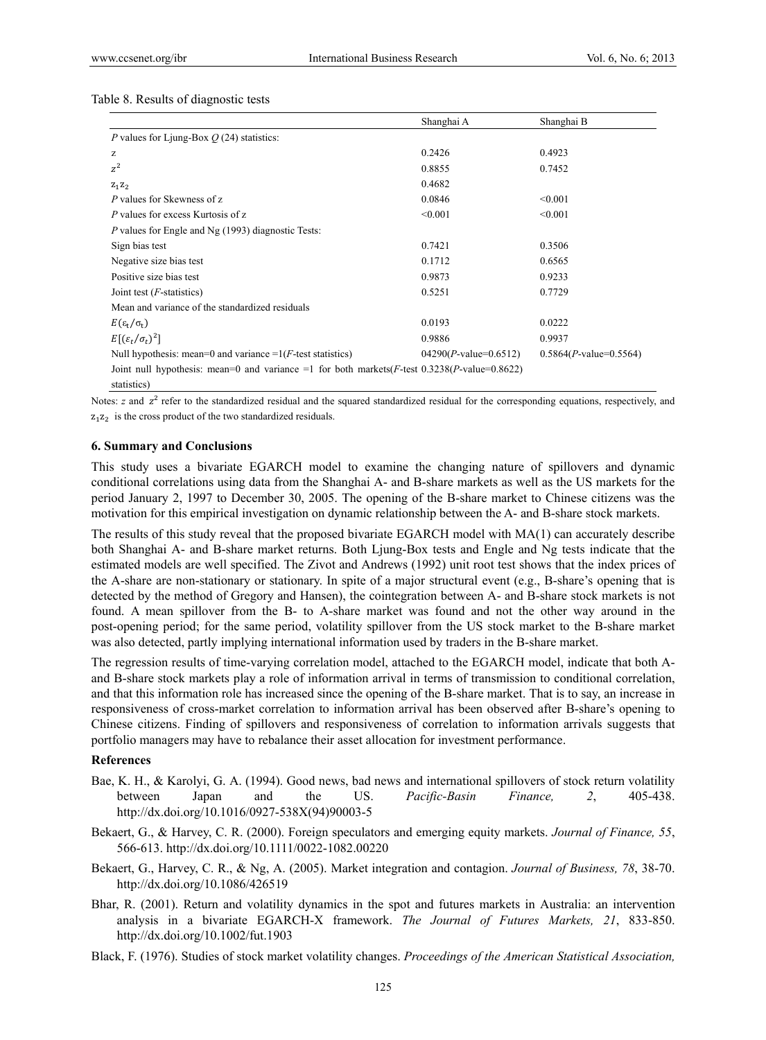Table 8. Results of diagnostic tests

| | Shanghai A | Shanghai B |
|---|---|---|
| *P* values for Ljung-Box *Q* (24) statistics: | | |
| z | 0.2426 | 0.4923 |
| $z^2$ | 0.8855 | 0.7452 |
| $z_1z_2$ | 0.4682 | |
| *P* values for Skewness of z | 0.0846 | <0.001 |
| *P* values for excess Kurtosis of z | <0.001 | <0.001 |
| *P* values for Engle and Ng (1993) diagnostic Tests: | | |
| Sign bias test | 0.7421 | 0.3506 |
| Negative size bias test | 0.1712 | 0.6565 |
| Positive size bias test | 0.9873 | 0.9233 |
| Joint test (*F*-statistics) | 0.5251 | 0.7729 |
| Mean and variance of the standardized residuals | | |
| $E(\varepsilon_t/\sigma_t)$ | 0.0193 | 0.0222 |
| $E[(\varepsilon_t/\sigma_t)^2]$ | 0.9886 | 0.9937 |
| Null hypothesis: mean=0 and variance =1(*F*-test statistics) | 04290(*P*-value=0.6512) | 0.5864(*P*-value=0.5564) |
| Joint null hypothesis: mean=0 and variance =1 for both markets(*F*-test statistics) | 0.3238(*P*-value=0.8622) | |

Notes: *z* and $z^2$ refer to the standardized residual and the squared standardized residual for the corresponding equations, respectively, and $z_1z_2$ is the cross product of the two standardized residuals.

### 6. Summary and Conclusions

This study uses a bivariate EGARCH model to examine the changing nature of spillovers and dynamic conditional correlations using data from the Shanghai A- and B-share markets as well as the US markets for the period January 2, 1997 to December 30, 2005. The opening of the B-share market to Chinese citizens was the motivation for this empirical investigation on dynamic relationship between the A- and B-share stock markets.

The results of this study reveal that the proposed bivariate EGARCH model with MA(1) can accurately describe both Shanghai A- and B-share market returns. Both Ljung-Box tests and Engle and Ng tests indicate that the estimated models are well specified. The Zivot and Andrews (1992) unit root test shows that the index prices of the A-share are non-stationary or stationary. In spite of a major structural event (e.g., B-share's opening that is detected by the method of Gregory and Hansen), the cointegration between A- and B-share stock markets is not found. A mean spillover from the B- to A-share market was found and not the other way around in the post-opening period; for the same period, volatility spillover from the US stock market to the B-share market was also detected, partly implying international information used by traders in the B-share market.

The regression results of time-varying correlation model, attached to the EGARCH model, indicate that both A- and B-share stock markets play a role of information arrival in terms of transmission to conditional correlation, and that this information role has increased since the opening of the B-share market. That is to say, an increase in responsiveness of cross-market correlation to information arrival has been observed after B-share's opening to Chinese citizens. Finding of spillovers and responsiveness of correlation to information arrivals suggests that portfolio managers may have to rebalance their asset allocation for investment performance.

### References

Bae, K. H., & Karolyi, G. A. (1994). Good news, bad news and international spillovers of stock return volatility between Japan and the US. *Pacific-Basin Finance, 2*, 405-438. http://dx.doi.org/10.1016/0927-538X(94)90003-5

Bekaert, G., & Harvey, C. R. (2000). Foreign speculators and emerging equity markets. *Journal of Finance, 55*, 566-613. http://dx.doi.org/10.1111/0022-1082.00220

Bekaert, G., Harvey, C. R., & Ng, A. (2005). Market integration and contagion. *Journal of Business, 78*, 38-70. http://dx.doi.org/10.1086/426519

Bhar, R. (2001). Return and volatility dynamics in the spot and futures markets in Australia: an intervention analysis in a bivariate EGARCH-X framework. *The Journal of Futures Markets, 21*, 833-850. http://dx.doi.org/10.1002/fut.1903

Black, F. (1976). Studies of stock market volatility changes. *Proceedings of the American Statistical Association,*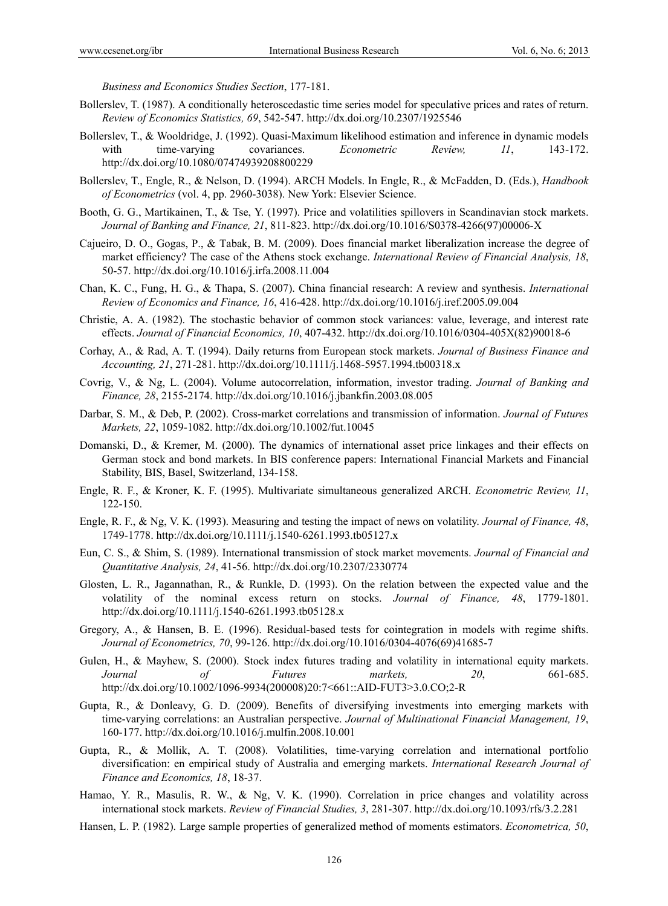*Business and Economics Studies Section*, 177-181.

Bollerslev, T. (1987). A conditionally heteroscedastic time series model for speculative prices and rates of return. *Review of Economics Statistics, 69*, 542-547. http://dx.doi.org/10.2307/1925546

Bollerslev, T., & Wooldridge, J. (1992). Quasi-Maximum likelihood estimation and inference in dynamic models with time-varying covariances. *Econometric Review, 11*, 143-172. http://dx.doi.org/10.1080/07474939208800229

Bollerslev, T., Engle, R., & Nelson, D. (1994). ARCH Models. In Engle, R., & McFadden, D. (Eds.), *Handbook of Econometrics* (vol. 4, pp. 2960-3038). New York: Elsevier Science.

Booth, G. G., Martikainen, T., & Tse, Y. (1997). Price and volatilities spillovers in Scandinavian stock markets. *Journal of Banking and Finance, 21*, 811-823. http://dx.doi.org/10.1016/S0378-4266(97)00006-X

Cajueiro, D. O., Gogas, P., & Tabak, B. M. (2009). Does financial market liberalization increase the degree of market efficiency? The case of the Athens stock exchange. *International Review of Financial Analysis, 18*, 50-57. http://dx.doi.org/10.1016/j.irfa.2008.11.004

Chan, K. C., Fung, H. G., & Thapa, S. (2007). China financial research: A review and synthesis. *International Review of Economics and Finance, 16*, 416-428. http://dx.doi.org/10.1016/j.iref.2005.09.004

Christie, A. A. (1982). The stochastic behavior of common stock variances: value, leverage, and interest rate effects. *Journal of Financial Economics, 10*, 407-432. http://dx.doi.org/10.1016/0304-405X(82)90018-6

Corhay, A., & Rad, A. T. (1994). Daily returns from European stock markets. *Journal of Business Finance and Accounting, 21*, 271-281. http://dx.doi.org/10.1111/j.1468-5957.1994.tb00318.x

Covrig, V., & Ng, L. (2004). Volume autocorrelation, information, investor trading. *Journal of Banking and Finance, 28*, 2155-2174. http://dx.doi.org/10.1016/j.jbankfin.2003.08.005

Darbar, S. M., & Deb, P. (2002). Cross-market correlations and transmission of information. *Journal of Futures Markets, 22*, 1059-1082. http://dx.doi.org/10.1002/fut.10045

Domanski, D., & Kremer, M. (2000). The dynamics of international asset price linkages and their effects on German stock and bond markets. In BIS conference papers: International Financial Markets and Financial Stability, BIS, Basel, Switzerland, 134-158.

Engle, R. F., & Kroner, K. F. (1995). Multivariate simultaneous generalized ARCH. *Econometric Review, 11*, 122-150.

Engle, R. F., & Ng, V. K. (1993). Measuring and testing the impact of news on volatility. *Journal of Finance, 48*, 1749-1778. http://dx.doi.org/10.1111/j.1540-6261.1993.tb05127.x

Eun, C. S., & Shim, S. (1989). International transmission of stock market movements. *Journal of Financial and Quantitative Analysis, 24*, 41-56. http://dx.doi.org/10.2307/2330774

Glosten, L. R., Jagannathan, R., & Runkle, D. (1993). On the relation between the expected value and the volatility of the nominal excess return on stocks. *Journal of Finance, 48*, 1779-1801. http://dx.doi.org/10.1111/j.1540-6261.1993.tb05128.x

Gregory, A., & Hansen, B. E. (1996). Residual-based tests for cointegration in models with regime shifts. *Journal of Econometrics, 70*, 99-126. http://dx.doi.org/10.1016/0304-4076(69)41685-7

Gulen, H., & Mayhew, S. (2000). Stock index futures trading and volatility in international equity markets. *Journal of Futures markets, 20*, 661-685. http://dx.doi.org/10.1002/1096-9934(200008)20:7<661::AID-FUT3>3.0.CO;2-R

Gupta, R., & Donleavy, G. D. (2009). Benefits of diversifying investments into emerging markets with time-varying correlations: an Australian perspective. *Journal of Multinational Financial Management, 19*, 160-177. http://dx.doi.org/10.1016/j.mulfin.2008.10.001

Gupta, R., & Mollik, A. T. (2008). Volatilities, time-varying correlation and international portfolio diversification: en empirical study of Australia and emerging markets. *International Research Journal of Finance and Economics, 18*, 18-37.

Hamao, Y. R., Masulis, R. W., & Ng, V. K. (1990). Correlation in price changes and volatility across international stock markets. *Review of Financial Studies, 3*, 281-307. http://dx.doi.org/10.1093/rfs/3.2.281

Hansen, L. P. (1982). Large sample properties of generalized method of moments estimators. *Econometrica, 50*,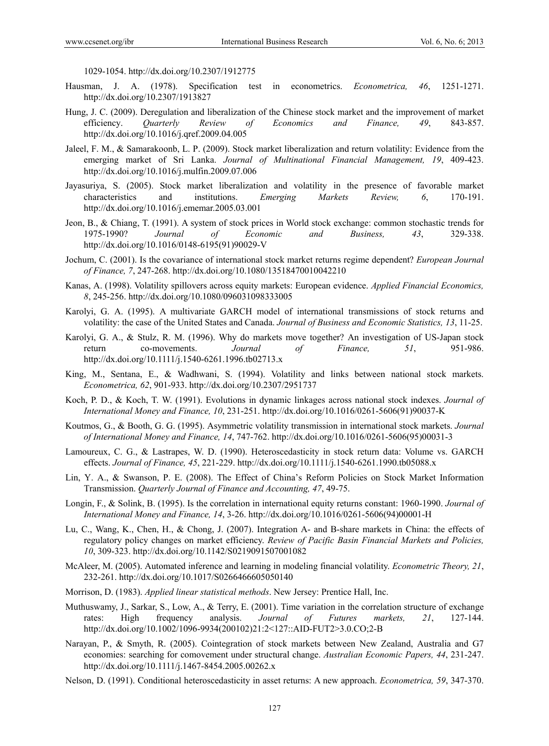1029-1054. http://dx.doi.org/10.2307/1912775

Hausman, J. A. (1978). Specification test in econometrics. *Econometrica, 46*, 1251-1271. http://dx.doi.org/10.2307/1913827

Hung, J. C. (2009). Deregulation and liberalization of the Chinese stock market and the improvement of market efficiency. *Quarterly Review of Economics and Finance, 49*, 843-857. http://dx.doi.org/10.1016/j.qref.2009.04.005

Jaleel, F. M., & Samarakoonb, L. P. (2009). Stock market liberalization and return volatility: Evidence from the emerging market of Sri Lanka. *Journal of Multinational Financial Management, 19*, 409-423. http://dx.doi.org/10.1016/j.mulfin.2009.07.006

Jayasuriya, S. (2005). Stock market liberalization and volatility in the presence of favorable market characteristics and institutions. *Emerging Markets Review, 6*, 170-191. http://dx.doi.org/10.1016/j.ememar.2005.03.001

Jeon, B., & Chiang, T. (1991). A system of stock prices in World stock exchange: common stochastic trends for 1975-1990? *Journal of Economic and Business, 43*, 329-338. http://dx.doi.org/10.1016/0148-6195(91)90029-V

Jochum, C. (2001). Is the covariance of international stock market returns regime dependent? *European Journal of Finance, 7*, 247-268. http://dx.doi.org/10.1080/13518470010042210

Kanas, A. (1998). Volatility spillovers across equity markets: European evidence. *Applied Financial Economics, 8*, 245-256. http://dx.doi.org/10.1080/096031098333005

Karolyi, G. A. (1995). A multivariate GARCH model of international transmissions of stock returns and volatility: the case of the United States and Canada. *Journal of Business and Economic Statistics, 13*, 11-25.

Karolyi, G. A., & Stulz, R. M. (1996). Why do markets move together? An investigation of US-Japan stock return co-movements. *Journal of Finance, 51*, 951-986. http://dx.doi.org/10.1111/j.1540-6261.1996.tb02713.x

King, M., Sentana, E., & Wadhwani, S. (1994). Volatility and links between national stock markets. *Econometrica, 62*, 901-933. http://dx.doi.org/10.2307/2951737

Koch, P. D., & Koch, T. W. (1991). Evolutions in dynamic linkages across national stock indexes. *Journal of International Money and Finance, 10*, 231-251. http://dx.doi.org/10.1016/0261-5606(91)90037-K

Koutmos, G., & Booth, G. G. (1995). Asymmetric volatility transmission in international stock markets. *Journal of International Money and Finance, 14*, 747-762. http://dx.doi.org/10.1016/0261-5606(95)00031-3

Lamoureux, C. G., & Lastrapes, W. D. (1990). Heteroscedasticity in stock return data: Volume vs. GARCH effects. *Journal of Finance, 45*, 221-229. http://dx.doi.org/10.1111/j.1540-6261.1990.tb05088.x

Lin, Y. A., & Swanson, P. E. (2008). The Effect of China's Reform Policies on Stock Market Information Transmission. *Quarterly Journal of Finance and Accounting, 47*, 49-75.

Longin, F., & Solink, B. (1995). Is the correlation in international equity returns constant: 1960-1990. *Journal of International Money and Finance, 14*, 3-26. http://dx.doi.org/10.1016/0261-5606(94)00001-H

Lu, C., Wang, K., Chen, H., & Chong, J. (2007). Integration A- and B-share markets in China: the effects of regulatory policy changes on market efficiency. *Review of Pacific Basin Financial Markets and Policies, 10*, 309-323. http://dx.doi.org/10.1142/S0219091507001082

McAleer, M. (2005). Automated inference and learning in modeling financial volatility. *Econometric Theory, 21*, 232-261. http://dx.doi.org/10.1017/S0266466605050140

Morrison, D. (1983). *Applied linear statistical methods*. New Jersey: Prentice Hall, Inc.

Muthuswamy, J., Sarkar, S., Low, A., & Terry, E. (2001). Time variation in the correlation structure of exchange rates: High frequency analysis. *Journal of Futures markets, 21*, 127-144. http://dx.doi.org/10.1002/1096-9934(200102)21:2<127::AID-FUT2>3.0.CO;2-B

Narayan, P., & Smyth, R. (2005). Cointegration of stock markets between New Zealand, Australia and G7 economies: searching for comovement under structural change. *Australian Economic Papers, 44*, 231-247. http://dx.doi.org/10.1111/j.1467-8454.2005.00262.x

Nelson, D. (1991). Conditional heteroscedasticity in asset returns: A new approach. *Econometrica, 59*, 347-370.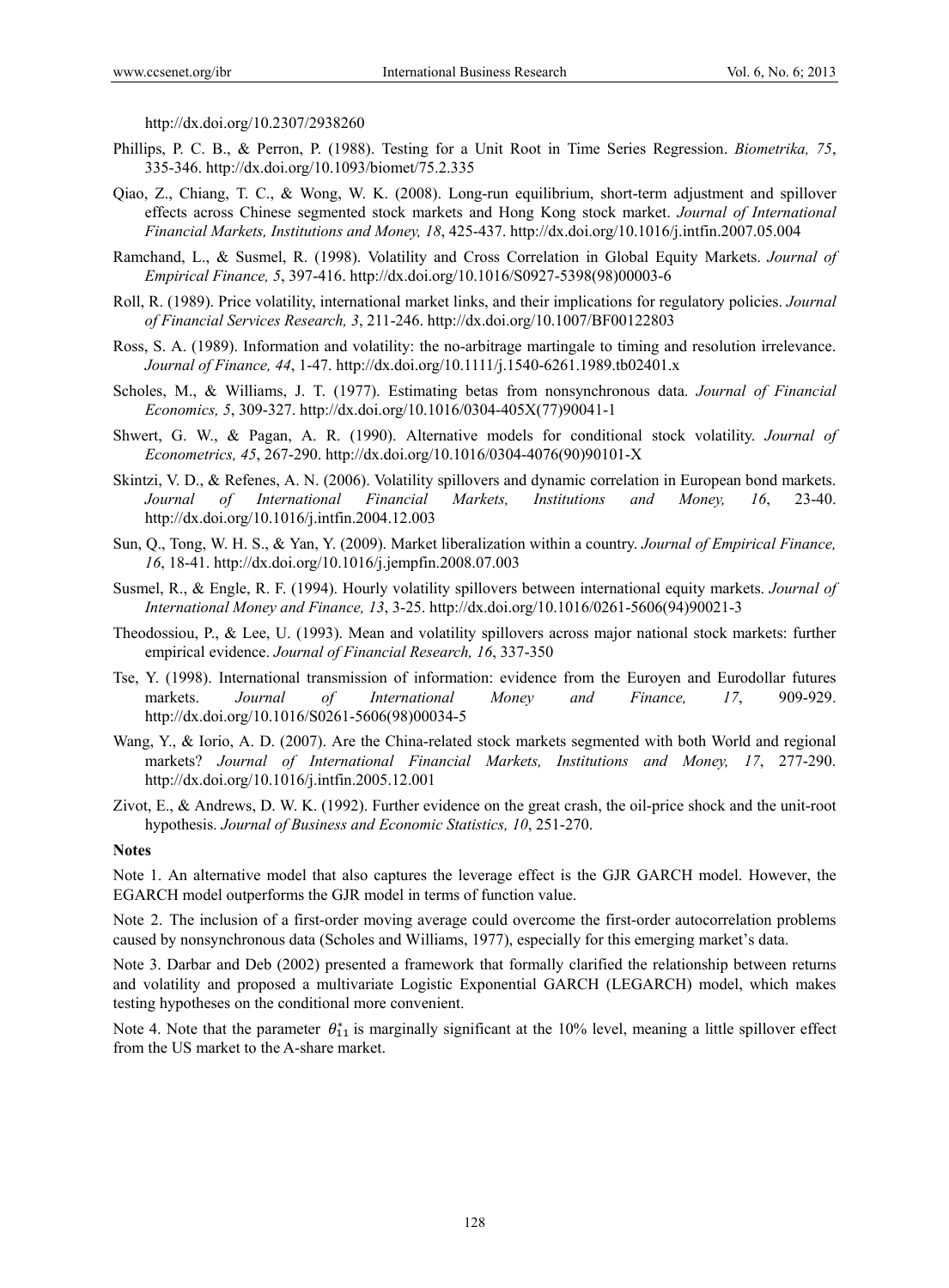http://dx.doi.org/10.2307/2938260

Phillips, P. C. B., & Perron, P. (1988). Testing for a Unit Root in Time Series Regression. *Biometrika, 75*, 335-346. http://dx.doi.org/10.1093/biomet/75.2.335

Qiao, Z., Chiang, T. C., & Wong, W. K. (2008). Long-run equilibrium, short-term adjustment and spillover effects across Chinese segmented stock markets and Hong Kong stock market. *Journal of International Financial Markets, Institutions and Money, 18*, 425-437. http://dx.doi.org/10.1016/j.intfin.2007.05.004

Ramchand, L., & Susmel, R. (1998). Volatility and Cross Correlation in Global Equity Markets. *Journal of Empirical Finance, 5*, 397-416. http://dx.doi.org/10.1016/S0927-5398(98)00003-6

Roll, R. (1989). Price volatility, international market links, and their implications for regulatory policies. *Journal of Financial Services Research, 3*, 211-246. http://dx.doi.org/10.1007/BF00122803

Ross, S. A. (1989). Information and volatility: the no-arbitrage martingale to timing and resolution irrelevance. *Journal of Finance, 44*, 1-47. http://dx.doi.org/10.1111/j.1540-6261.1989.tb02401.x

Scholes, M., & Williams, J. T. (1977). Estimating betas from nonsynchronous data. *Journal of Financial Economics, 5*, 309-327. http://dx.doi.org/10.1016/0304-405X(77)90041-1

Shwert, G. W., & Pagan, A. R. (1990). Alternative models for conditional stock volatility. *Journal of Econometrics, 45*, 267-290. http://dx.doi.org/10.1016/0304-4076(90)90101-X

Skintzi, V. D., & Refenes, A. N. (2006). Volatility spillovers and dynamic correlation in European bond markets. *Journal of International Financial Markets, Institutions and Money, 16*, 23-40. http://dx.doi.org/10.1016/j.intfin.2004.12.003

Sun, Q., Tong, W. H. S., & Yan, Y. (2009). Market liberalization within a country. *Journal of Empirical Finance, 16*, 18-41. http://dx.doi.org/10.1016/j.jempfin.2008.07.003

Susmel, R., & Engle, R. F. (1994). Hourly volatility spillovers between international equity markets. *Journal of International Money and Finance, 13*, 3-25. http://dx.doi.org/10.1016/0261-5606(94)90021-3

Theodossiou, P., & Lee, U. (1993). Mean and volatility spillovers across major national stock markets: further empirical evidence. *Journal of Financial Research, 16*, 337-350

Tse, Y. (1998). International transmission of information: evidence from the Euroyen and Eurodollar futures markets. *Journal of International Money and Finance, 17*, 909-929. http://dx.doi.org/10.1016/S0261-5606(98)00034-5

Wang, Y., & Iorio, A. D. (2007). Are the China-related stock markets segmented with both World and regional markets? *Journal of International Financial Markets, Institutions and Money, 17*, 277-290. http://dx.doi.org/10.1016/j.intfin.2005.12.001

Zivot, E., & Andrews, D. W. K. (1992). Further evidence on the great crash, the oil-price shock and the unit-root hypothesis. *Journal of Business and Economic Statistics, 10*, 251-270.

**Notes**

Note 1. An alternative model that also captures the leverage effect is the GJR GARCH model. However, the EGARCH model outperforms the GJR model in terms of function value.

Note 2. The inclusion of a first-order moving average could overcome the first-order autocorrelation problems caused by nonsynchronous data (Scholes and Williams, 1977), especially for this emerging market's data.

Note 3. Darbar and Deb (2002) presented a framework that formally clarified the relationship between returns and volatility and proposed a multivariate Logistic Exponential GARCH (LEGARCH) model, which makes testing hypotheses on the conditional more convenient.

Note 4. Note that the parameter $\theta_{11}^{*}$ is marginally significant at the 10% level, meaning a little spillover effect from the US market to the A-share market.